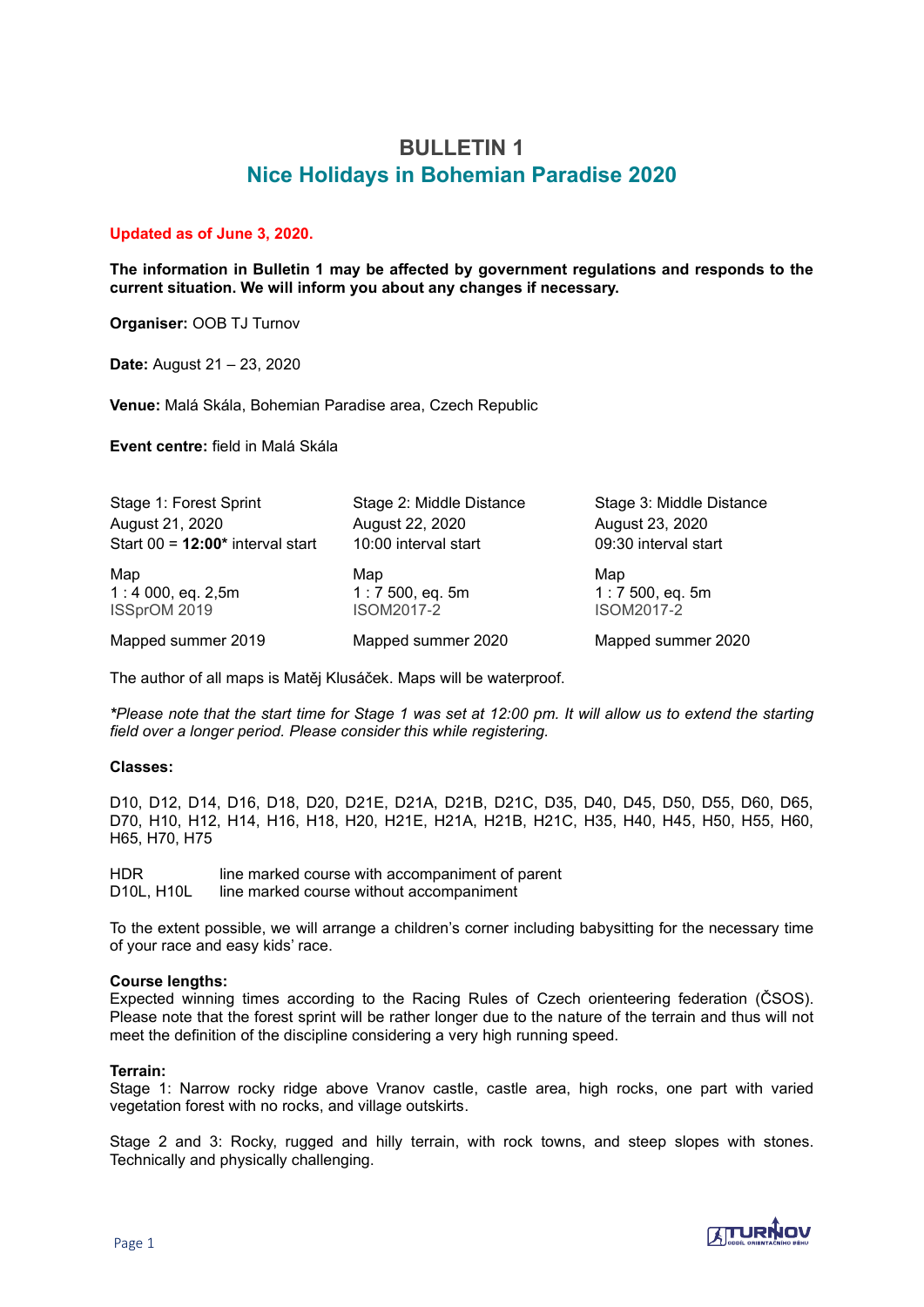# BULLETIN 1

## Nice Holidays in Bohemian Paradise 2020

**Updated as of June 3, 2020.**

**The information in Bulletin 1 may be affected by government regulations and responds to the current situation. We will inform you about any changes if necessary.**

**Organiser:** OOB TJ Turnov

**Date:** August 21 – 23, 2020

**Venue:** Malá Skála, Bohemian Paradise area, Czech Republic

**Event centre:** field in Malá Skála

| Stage 1: Forest Sprint | Stage 2: Middle Distance | Stage 3: Middle Distance |
|---|---|---|
| August 21, 2020 | August 22, 2020 | August 23, 2020 |
| Start 00 = **12:00*** interval start | 10:00 interval start | 09:30 interval start |
| Map | Map | Map |
| 1 : 4 000, eq. 2,5m | 1 : 7 500, eq. 5m | 1 : 7 500, eq. 5m |
| ISSprOM 2019 | ISOM2017-2 | ISOM2017-2 |
| Mapped summer 2019 | Mapped summer 2020 | Mapped summer 2020 |

The author of all maps is Matěj Klusáček. Maps will be waterproof.

*\*Please note that the start time for Stage 1 was set at 12:00 pm. It will allow us to extend the starting field over a longer period. Please consider this while registering.*

**Classes:**

D10, D12, D14, D16, D18, D20, D21E, D21A, D21B, D21C, D35, D40, D45, D50, D55, D60, D65, D70, H10, H12, H14, H16, H18, H20, H21E, H21A, H21B, H21C, H35, H40, H45, H50, H55, H60, H65, H70, H75

HDR line marked course with accompaniment of parent
D10L, H10L line marked course without accompaniment

To the extent possible, we will arrange a children's corner including babysitting for the necessary time of your race and easy kids' race.

**Course lengths:**
Expected winning times according to the Racing Rules of Czech orienteering federation (ČSOS). Please note that the forest sprint will be rather longer due to the nature of the terrain and thus will not meet the definition of the discipline considering a very high running speed.

**Terrain:**
Stage 1: Narrow rocky ridge above Vranov castle, castle area, high rocks, one part with varied vegetation forest with no rocks, and village outskirts.

Stage 2 and 3: Rocky, rugged and hilly terrain, with rock towns, and steep slopes with stones. Technically and physically challenging.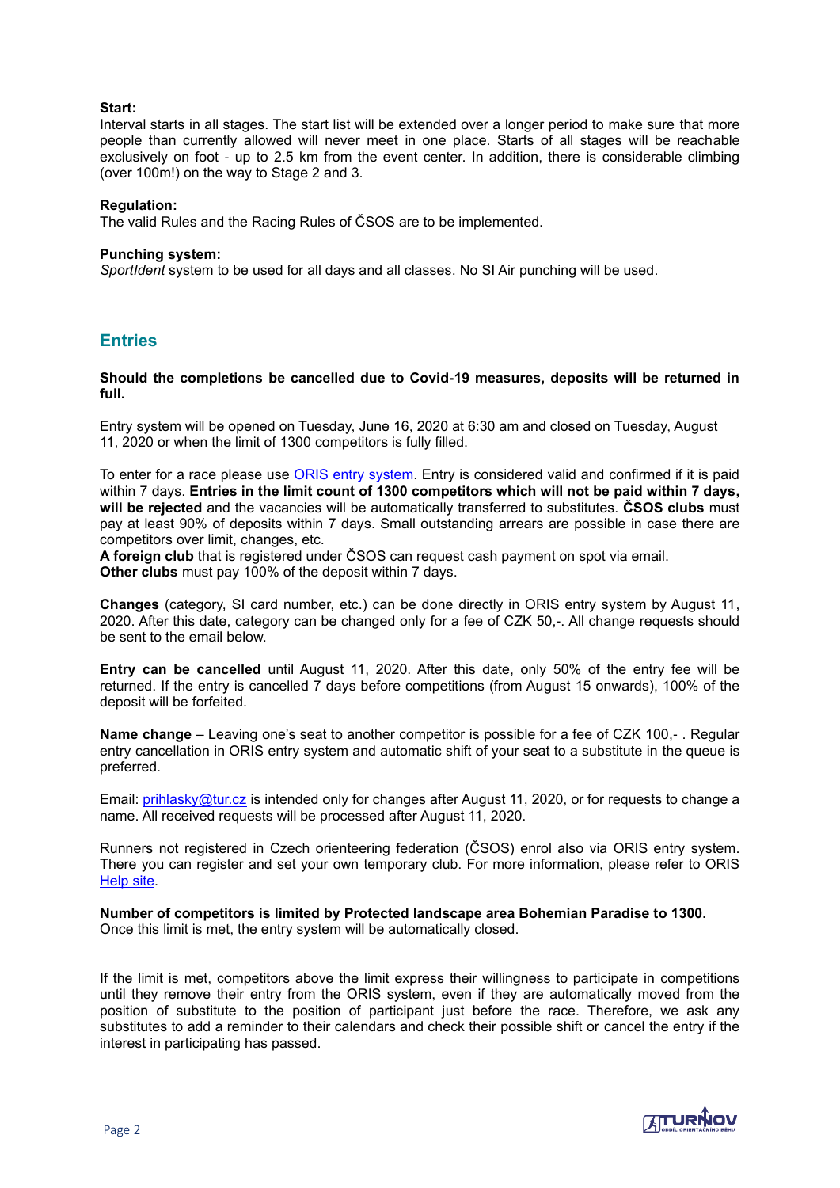**Start:**

Interval starts in all stages. The start list will be extended over a longer period to make sure that more people than currently allowed will never meet in one place. Starts of all stages will be reachable exclusively on foot - up to 2.5 km from the event center. In addition, there is considerable climbing (over 100m!) on the way to Stage 2 and 3.

**Regulation:**

The valid Rules and the Racing Rules of ČSOS are to be implemented.

**Punching system:**

*SportIdent* system to be used for all days and all classes. No SI Air punching will be used.

## Entries

**Should the completions be cancelled due to Covid-19 measures, deposits will be returned in full.**

Entry system will be opened on Tuesday, June 16, 2020 at 6:30 am and closed on Tuesday, August 11, 2020 or when the limit of 1300 competitors is fully filled.

To enter for a race please use ORIS entry system. Entry is considered valid and confirmed if it is paid within 7 days. **Entries in the limit count of 1300 competitors which will not be paid within 7 days, will be rejected** and the vacancies will be automatically transferred to substitutes. **ČSOS clubs** must pay at least 90% of deposits within 7 days. Small outstanding arrears are possible in case there are competitors over limit, changes, etc.
**A foreign club** that is registered under ČSOS can request cash payment on spot via email.
**Other clubs** must pay 100% of the deposit within 7 days.

**Changes** (category, SI card number, etc.) can be done directly in ORIS entry system by August 11, 2020. After this date, category can be changed only for a fee of CZK 50,-. All change requests should be sent to the email below.

**Entry can be cancelled** until August 11, 2020. After this date, only 50% of the entry fee will be returned. If the entry is cancelled 7 days before competitions (from August 15 onwards), 100% of the deposit will be forfeited.

**Name change** – Leaving one's seat to another competitor is possible for a fee of CZK 100,- . Regular entry cancellation in ORIS entry system and automatic shift of your seat to a substitute in the queue is preferred.

Email: prihlasky@tur.cz is intended only for changes after August 11, 2020, or for requests to change a name. All received requests will be processed after August 11, 2020.

Runners not registered in Czech orienteering federation (ČSOS) enrol also via ORIS entry system. There you can register and set your own temporary club. For more information, please refer to ORIS Help site.

**Number of competitors is limited by Protected landscape area Bohemian Paradise to 1300.**
Once this limit is met, the entry system will be automatically closed.

If the limit is met, competitors above the limit express their willingness to participate in competitions until they remove their entry from the ORIS system, even if they are automatically moved from the position of substitute to the position of participant just before the race. Therefore, we ask any substitutes to add a reminder to their calendars and check their possible shift or cancel the entry if the interest in participating has passed.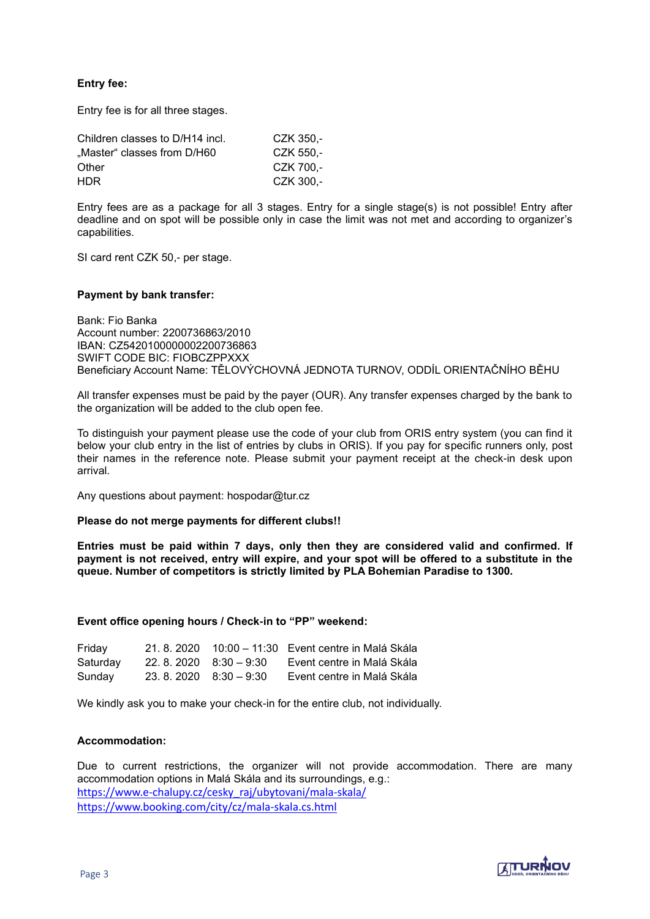**Entry fee:**

Entry fee is for all three stages.

| | |
|---|---|
| Children classes to D/H14 incl. | CZK 350,- |
| „Master“ classes from D/H60 | CZK 550,- |
| Other | CZK 700,- |
| HDR | CZK 300,- |

Entry fees are as a package for all 3 stages. Entry for a single stage(s) is not possible! Entry after deadline and on spot will be possible only in case the limit was not met and according to organizer's capabilities.

SI card rent CZK 50,- per stage.

**Payment by bank transfer:**

Bank: Fio Banka
Account number: 2200736863/2010
IBAN: CZ5420100000002200736863
SWIFT CODE BIC: FIOBCZPPXXX
Beneficiary Account Name: TĚLOVÝCHOVNÁ JEDNOTA TURNOV, ODDÍL ORIENTAČNÍHO BĚHU

All transfer expenses must be paid by the payer (OUR). Any transfer expenses charged by the bank to the organization will be added to the club open fee.

To distinguish your payment please use the code of your club from ORIS entry system (you can find it below your club entry in the list of entries by clubs in ORIS). If you pay for specific runners only, post their names in the reference note. Please submit your payment receipt at the check-in desk upon arrival.

Any questions about payment: hospodar@tur.cz

**Please do not merge payments for different clubs!!**

**Entries must be paid within 7 days, only then they are considered valid and confirmed. If payment is not received, entry will expire, and your spot will be offered to a substitute in the queue. Number of competitors is strictly limited by PLA Bohemian Paradise to 1300.**

**Event office opening hours / Check-in to "PP" weekend:**

| | | | |
|---|---|---|---|
| Friday | 21. 8. 2020 | 10:00 – 11:30 | Event centre in Malá Skála |
| Saturday | 22. 8. 2020 | 8:30 – 9:30 | Event centre in Malá Skála |
| Sunday | 23. 8. 2020 | 8:30 – 9:30 | Event centre in Malá Skála |

We kindly ask you to make your check-in for the entire club, not individually.

**Accommodation:**

Due to current restrictions, the organizer will not provide accommodation. There are many accommodation options in Malá Skála and its surroundings, e.g.:
https://www.e-chalupy.cz/cesky_raj/ubytovani/mala-skala/
https://www.booking.com/city/cz/mala-skala.cs.html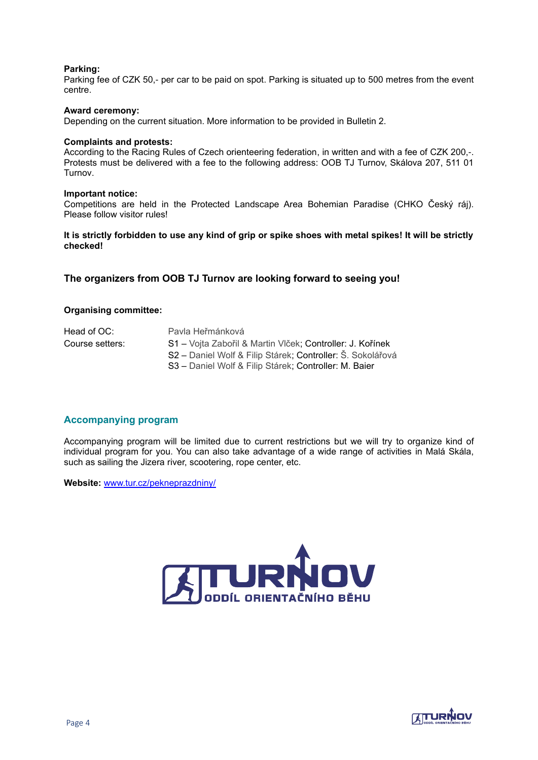**Parking:**
Parking fee of CZK 50,- per car to be paid on spot. Parking is situated up to 500 metres from the event centre.

**Award ceremony:**
Depending on the current situation. More information to be provided in Bulletin 2.

**Complaints and protests:**
According to the Racing Rules of Czech orienteering federation, in written and with a fee of CZK 200,-. Protests must be delivered with a fee to the following address: OOB TJ Turnov, Skálova 207, 511 01 Turnov.

**Important notice:**
Competitions are held in the Protected Landscape Area Bohemian Paradise (CHKO Český ráj). Please follow visitor rules!

**It is strictly forbidden to use any kind of grip or spike shoes with metal spikes! It will be strictly checked!**

### The organizers from OOB TJ Turnov are looking forward to seeing you!

**Organising committee:**

| | |
|---|---|
| Head of OC: | Pavla Heřmánková |
| Course setters: | S1 – Vojta Zabořil & Martin Vlček; Controller: J. Kořínek |
| | S2 – Daniel Wolf & Filip Stárek; Controller: Š. Sokolářová |
| | S3 – Daniel Wolf & Filip Stárek; Controller: M. Baier |

## Accompanying program

Accompanying program will be limited due to current restrictions but we will try to organize kind of individual program for you. You can also take advantage of a wide range of activities in Malá Skála, such as sailing the Jizera river, scootering, rope center, etc.

**Website:** [www.tur.cz/pekneprazdniny/](www.tur.cz/pekneprazdniny/)

TURNOV
ODDÍL ORIENTAČNÍHO BĚHU